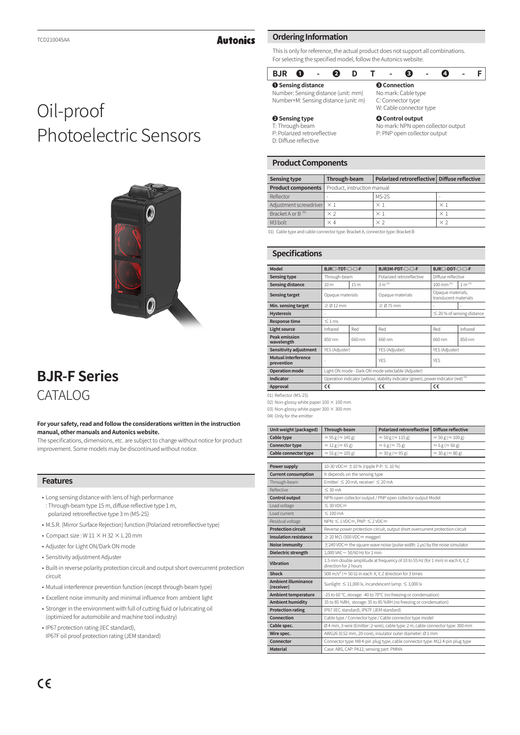TCD210045AA

# Oil-proof Photoelectric Sensors

# BJR-F Series

CATALOG

**For your safety, read and follow the considerations written in the instruction manual, other manuals and Autonics website.**
The specifications, dimensions, etc. are subject to change without notice for product improvement. Some models may be discontinued without notice.

## Features

- Long sensing distance with lens of high performance
  : Through-beam type 15 m, diffuse reflective type 1 m, polarized retroreflective type 3 m (MS-2S)
- M.S.R. (Mirror Surface Rejection) function (Polarized retroreflective type)
- Compact size : W 11 × H 32 × L 20 mm
- Adjuster for Light ON/Dark ON mode
- Sensitivity adjustment Adjuster
- Built-in reverse polarity protection circuit and output short overcurrent protection circuit
- Mutual interference prevention function (except through-beam type)
- Excellent noise immunity and minimal influence from ambient light
- Stronger in the environment with full of cutting fluid or lubricating oil (optimized for automobile and machine tool industry)
- IP67 protection rating (IEC standard), IP67F oil proof protection rating (JEM standard)

CE

## Ordering Information

This is only for reference, the actual product does not support all combinations.
For selecting the specified model, follow the Autonics website.

BJR ❶ - ❷ D T - ❸ - ❹ - F

**❶ Sensing distance**
Number: Sensing distance (unit: mm)
Number+M: Sensing distance (unit: m)

**❷ Sensing type**
T: Through-beam
P: Polarized retroreflective
D: Diffuse reflective

**❸ Connection**
No mark: Cable type
C: Connector type
W: Cable connector type

**❹ Control output**
No mark: NPN open collector output
P: PNP open collector output

## Product Components

| Sensing type | Through-beam | Polarized retroreflective | Diffuse reflective |
|---|---|---|---|
| Product components | Product, instruction manual | | |
| Reflector | - | MS-2S | - |
| Adjustment screwdriver | × 1 | × 1 | × 1 |
| Bracket A or B [01] | × 2 | × 1 | × 1 |
| M3 bolt | × 4 | × 2 | × 2 |

01) Cable type and cable connector type: Bracket A, connector type: Bracket B

## Specifications

| Model | BJR□-TDT-□-□-F | | BJR3M-PDT-□-□-F | BJR□-DDT-□-□-F | |
|---|---|---|---|---|---|
| Sensing type | Through-beam | | Polarized retroreflective | Diffuse reflective | |
| Sensing distance | 10 m | 15 m | 3 m [01] | 100 mm [02] | 1 m [03] |
| Sensing target | Opaque materials | | Opaque materials | Opaque materials, translucent materials | |
| Min. sensing target | ≥ Ø 12 mm | | ≥ Ø 75 mm | - | - |
| Hysteresis | - | | - | ≤ 20 % of sensing distance | |
| Response time | ≤ 1 ms | | | | |
| Light source | Infrared | Red | Red | Red | Infrared |
| Peak emission wavelength | 850 nm | 660 nm | 660 nm | 660 nm | 850 nm |
| Sensitivity adjustment | YES (Adjuster) | | YES (Adjuster) | YES (Adjuster) | |
| Mutual interference prevention | - | | YES | YES | |
| Operation mode | Light ON mode - Dark ON mode selectable (Adjuster) | | | | |
| Indicator | Operation indicator (yellow), stability indicator (green), power indicator (red) [04] | | | | |
| Approval | CE | | CE | CE | |

01) Reflector (MS-2S)
02) Non-glossy white paper 100 × 100 mm
03) Non-glossy white paper 300 × 300 mm
04) Only for the emitter

| Unit weight (packaged) | Through-beam | Polarized retroreflective | Diffuse reflective |
|---|---|---|---|
| Cable type | ≈ 95 g (≈ 145 g) | ≈ 50 g (≈ 115 g) | ≈ 50 g (≈ 100 g) |
| Connector type | ≈ 12 g (≈ 65 g) | ≈ 6 g (≈ 75 g) | ≈ 6 g (≈ 60 g) |
| Cable connector type | ≈ 55 g (≈ 105 g) | ≈ 30 g (≈ 95 g) | ≈ 30 g (≈ 80 g) |

| | |
|---|---|
| Power supply | 10-30 VDC⎓ ±10 % (ripple P-P: ≤ 10 %) |
| Current consumption | It depends on the sensing type |
| Through-beam | Emitter: ≤ 20 mA, receiver: ≤ 20 mA |
| Reflective | ≤ 30 mA |
| Control output | NPN open collector output / PNP open collector output Model |
| Load voltage | ≤ 30 VDC⎓ |
| Load current | ≤ 100 mA |
| Residual voltage | NPN: ≤ 1 VDC⎓, PNP: ≤ 2 VDC⎓ |
| Protection circuit | Reverse power protection circuit, output short overcurrent protection circuit |
| Insulation resistance | ≥ 20 MΩ (500 VDC⎓ megger) |
| Noise immunity | ±240 VDC⎓ the square wave noise (pulse width: 1 μs) by the noise simulator |
| Dielectric strength | 1,000 VAC~ 50/60 Hz for 1 min |
| Vibration | 1.5 mm double amplitude at frequency of 10 to 55 Hz (for 1 min) in each X, Y, Z direction for 2 hours |
| Shock | 500 m/s² (≈ 50 G) in each X, Y, Z direction for 3 times |
| Ambient illuminance (receiver) | Sunlight: ≤ 11,000 lx, incandescent lamp: ≤ 3,000 lx |
| Ambient temperature | -25 to 60 °C, storage: -40 to 70°C (no freezing or condensation) |
| Ambient humidity | 35 to 85 %RH, storage: 35 to 85 %RH (no freezing or condensation) |
| Protection rating | IP67 (IEC standard), IP67F (JEM standard) |
| Connection | Cable type / Connector type / Cable connector type model |
| Cable spec. | Ø 4 mm, 3-wire (Emitter: 2-wire), cable type: 2 m, cable connector type: 300 mm |
| Wire spec. | AWG26 (0.52 mm, 20-core), insulator outer diameter: Ø 1 mm |
| Connector | Connector type: M8 4-pin plug type, cable connector type: M12 4-pin plug type |
| Material | Case: ABS, CAP: PA12, sensing part: PMMA |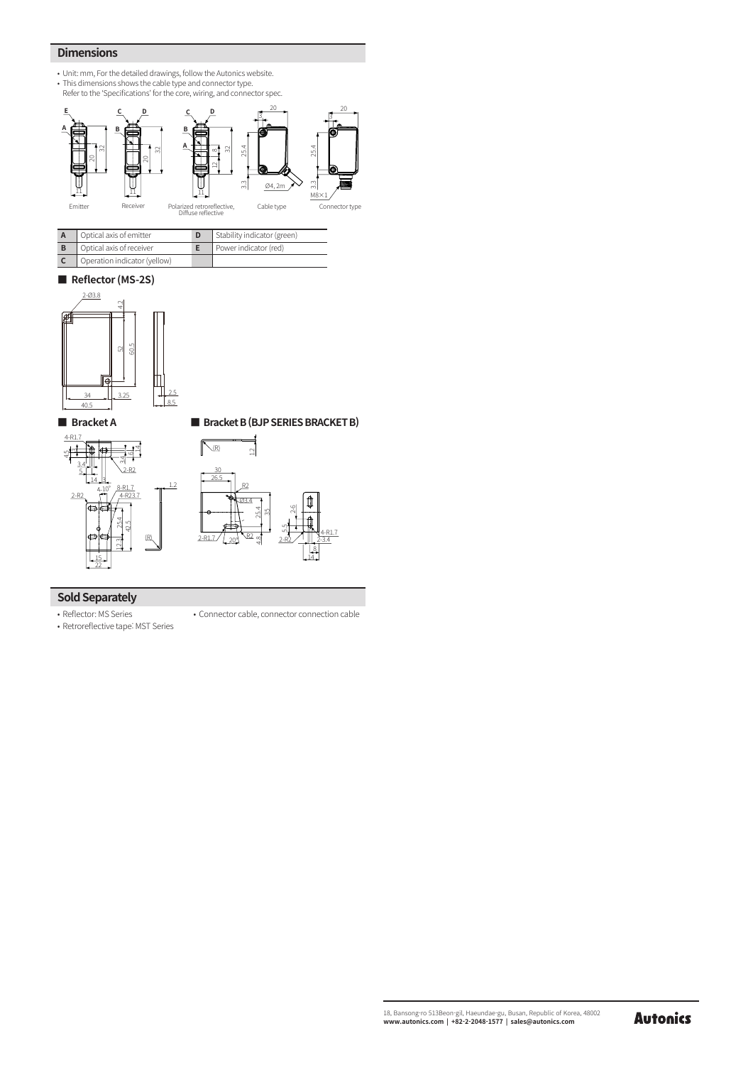## Dimensions

- Unit: mm, For the detailed drawings, follow the Autonics website.
- This dimensions shows the cable type and connector type.
  Refer to the 'Specifications' for the core, wiring, and connector spec.

E
A
20
32
11
Emitter

C D
B
20
32
11
Receiver

C D
B
A
8
12
32
11
Polarized retroreflective, Diffuse reflective

20
5
25.4
3.3
Ø4, 2m
Cable type

20
5
25.4
3.3
M8×1
Connector type

| | | | |
|---|---|---|---|
| **A** | Optical axis of emitter | **D** | Stability indicator (green) |
| **B** | Optical axis of receiver | **E** | Power indicator (red) |
| **C** | Operation indicator (yellow) | | |

### ■ Reflector (MS-2S)

2-Ø3.8
4.2
52
60.5
34
3.25
40.5
2.5
8.5

### ■ Bracket A

4-R1.7
4.5
3.4
5
14
3
3.4
6
14
2-R2
4-10°
8-R1.7
4-R23.7
2-R2
25.4
40.5
12.3
15
22
1.2
(R)

### ■ Bracket B (BJP SERIES BRACKET B)

(R)
12
30
26.5
R2
Ø3.4
25.4
35
2-R1.7
20°
R2
4.8
2.6
5.5
2-R2
4-R1.7
2-3.4
8
14

## Sold Separately

- Reflector: MS Series
- Retroreflective tape: MST Series
- Connector cable, connector connection cable